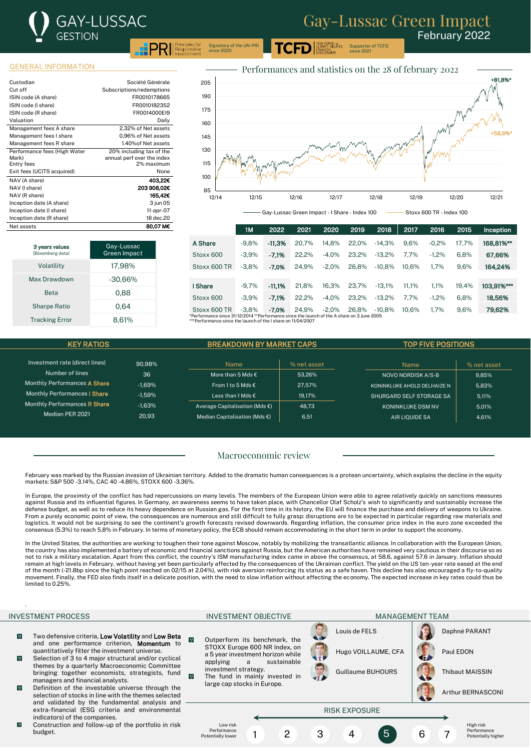# Gay-Lussac Green Impact
## February 2022

GAY-LUSSAC GESTION

PRI — Signatory of the UN-PRI since 2020

TCFD — Supporter of TCFD since 2021

## GENERAL INFORMATION

| | |
|---|---|
| Custodian | Société Générale |
| Cut off | Subscriptions/redemptions |
| ISIN code (A share) | FR0010178665 |
| ISIN code (I share) | FR0010182352 |
| ISIN code (R share) | FR0014000EI9 |
| Valuation | Daily |
| Management fees A share | 2,32% of Net assets |
| Management fees I share | 0,96% of Net assets |
| Management fees R share | 1.40%of Net assets |
| Performance fees (High Water Mark) | 20% including tax of the annual perf over the index |
| Entry fees | 2% maximum |
| Exit fees (UCITS acquired) | None |
| NAV (A share) | **403,22€** |
| NAV (I share) | **203 908,02€** |
| NAV (R share) | **165,42€** |
| Inception date (A share) | 3 jun 05 |
| Inception date (I share) | 11-apr-07 |
| Inception date (R share) | 18 dec.20 |
| Net assets | **80,07 M€** |

| 3 years values (Bloomberg data) | Gay-Lussac Green Impact |
|---|---|
| Volatility | 17,98% |
| Max Drawdown | -30,66% |
| Beta | 0,88 |
| Sharpe Ratio | 0,64 |
| Tracking Error | 8,61% |

## Performances and statistics on the 28 of february 2022

Gay-Lussac Green Impact - I Share - Index 100: +81,8%*
Stoxx 600 TR - Index 100: +58,9%*

| | 1M | 2022 | 2021 | 2020 | 2019 | 2018 | 2017 | 2016 | 2015 | Inception |
|---|---|---|---|---|---|---|---|---|---|---|
| **A Share** | -9,8% | **-11,3%** | 20,7% | 14,8% | 22,0% | -14,3% | 9,6% | -0,2% | 17,7% | **168,81%\*\*** |
| Stoxx 600 | -3,9% | **-7,1%** | 22,2% | -4,0% | 23,2% | -13,2% | 7,7% | -1,2% | 6,8% | **67,66%** |
| Stoxx 600 TR | -3,8% | **-7,0%** | 24,9% | -2,0% | 26,8% | -10,8% | 10,6% | 1,7% | 9,6% | **164,24%** |
| **I Share** | -9,7% | **-11,1%** | 21,8% | 16,3% | 23,7% | -13,1% | 11,1% | 1,1% | 19,4% | **103,91%\*\*\*** |
| Stoxx 600 | -3,9% | **-7,1%** | 22,2% | -4,0% | 23,2% | -13,2% | 7,7% | -1,2% | 6,8% | **18,56%** |
| Stoxx 600 TR | -3,8% | **-7,0%** | 24,9% | -2,0% | 26,8% | -10,8% | 10,6% | 1,7% | 9,6% | **79,62%** |

*Performance since 31/12/2014 **Performance since the launch of the A share on 3 June 2005
***Performance since the launch of the I share on 11/04/2007

## KEY RATIOS

| | |
|---|---|
| Investment rate (direct lines) | 90,98% |
| Number of lines | 36 |
| Monthly Performances A Share | -1,69% |
| Monthly Performances I Share | -1,59% |
| Monthly Performances R Share | -1,63% |
| Median PER 2021 | 20,93 |

## BREAKDOWN BY MARKET CAPS

| Name | % net asset |
|---|---|
| More than 5 Mds € | 53,26% |
| From 1 to 5 Mds € | 27,57% |
| Less than 1 Mds € | 19,17% |
| Average Capitalisation (Mds €) | 48,73 |
| Median Capitalisation (Mds €) | 6,51 |

## TOP FIVE POSITIONS

| Name | % net asset |
|---|---|
| NOVO NORDISK A/S-B | 9,85% |
| KONINKLIJKE AHOLD DELHAIZE N | 5,83% |
| SHURGARD SELF STORAGE SA | 5,11% |
| KONINKLIJKE DSM NV | 5,01% |
| AIR LIQUIDE SA | 4,61% |

## Macroeconomic review

February was marked by the Russian invasion of Ukrainian territory. Added to the dramatic human consequences is a protean uncertainty, which explains the decline in the equity markets: S&P 500 -3.14%, CAC 40 -4.86%, STOXX 600 -3.36%.

In Europe, the proximity of the conflict has had repercussions on many levels. The members of the European Union were able to agree relatively quickly on sanctions measures against Russia and its influential figures. In Germany, an awareness seems to have taken place, with Chancellor Olaf Scholz's wish to significantly and sustainably increase the defense budget, as well as to reduce its heavy dependence on Russian gas. For the first time in its history, the EU will finance the purchase and delivery of weapons to Ukraine. From a purely economic point of view, the consequences are numerous and still difficult to fully grasp: disruptions are to be expected in particular regarding raw materials and logistics. It would not be surprising to see the continent's growth forecasts revised downwards. Regarding inflation, the consumer price index in the euro zone exceeded the consensus (5.3%) to reach 5.8% in February. In terms of monetary policy, the ECB should remain accommodating in the short term in order to support the economy.

In the United States, the authorities are working to toughen their tone against Moscow, notably by mobilizing the transatlantic alliance. In collaboration with the European Union, the country has also implemented a battery of economic and financial sanctions against Russia, but the American authorities have remained very cautious in their discourse so as not to risk a military escalation. Apart from this conflict, the country's ISM manufacturing index came in above the consensus, at 58.6, against 57.6 in January. Inflation should remain at high levels in February, without having yet been particularly affected by the consequences of the Ukrainian conflict. The yield on the US ten-year rate eased at the end of the month (-21.8bp since the high point reached on 02/15 at 2.04%), with risk aversion reinforcing its status as a safe haven. This decline has also encouraged a fly-to-quality movement. Finally, the FED also finds itself in a delicate position, with the need to slow inflation without affecting the economy. The expected increase in key rates could thus be limited to 0.25%.

## INVESTMENT PROCESS

- Two defensive criteria, **Low Volatility** and **Low Beta** and one performance criterion, **Momentum** to quantitatively filter the investment universe.
- Selection of 3 to 4 major structural and/or cyclical themes by a quarterly Macroeconomic Committee bringing together economists, strategists, fund managers and financial analysts.
- Definition of the investable universe through the selection of stocks in line with the themes selected and validated by the fundamental analysis and extra-financial (ESG criteria and environmental indicators) of the companies.
- Construction and follow-up of the portfolio in risk budget.

## INVESTMENT OBJECTIVE

- Outperform its benchmark, the STOXX Europe 600 NR Index, on a 5 year investment horizon while applying a sustainable investment strategy.
- The fund in mainly invested in large cap stocks in Europe.

## MANAGEMENT TEAM

- Louis de FELS
- Hugo VOILLAUME, CFA
- Guillaume BUHOURS
- Daphné PARANT
- Paul EDON
- Thibaut MAISSIN
- Arthur BERNASCONI

## RISK EXPOSURE

Low risk — Performance Potentially lower

1 – 2 – 3 – 4 – **5** – 6 – 7

High risk — Performance Potentially higher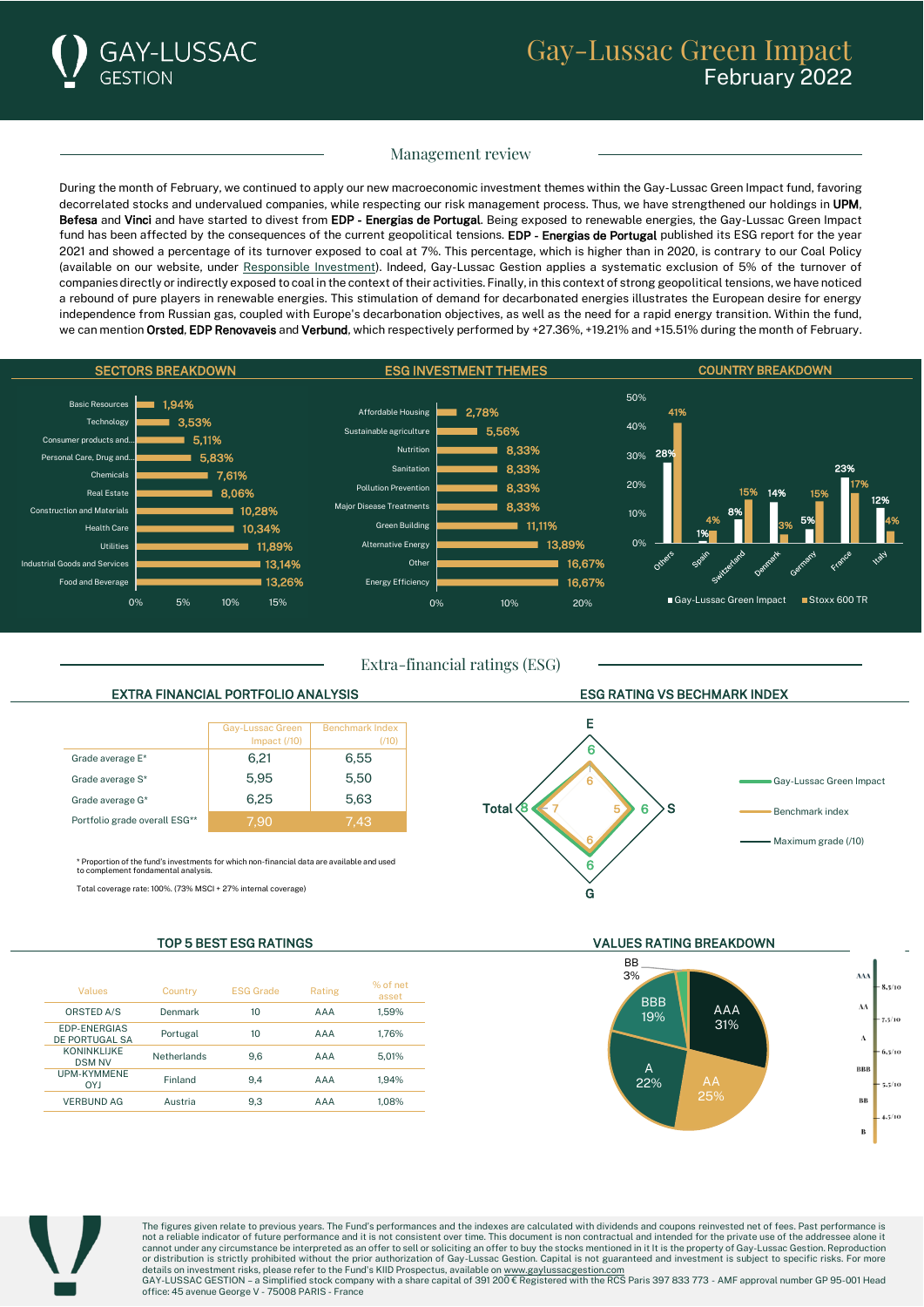# Gay-Lussac Green Impact
February 2022

## Management review

During the month of February, we continued to apply our new macroeconomic investment themes within the Gay-Lussac Green Impact fund, favoring decorrelated stocks and undervalued companies, while respecting our risk management process. Thus, we have strengthened our holdings in **UPM**, **Befesa** and **Vinci** and have started to divest from **EDP - Energias de Portugal**. Being exposed to renewable energies, the Gay-Lussac Green Impact fund has been affected by the consequences of the current geopolitical tensions. **EDP - Energias de Portugal** published its ESG report for the year 2021 and showed a percentage of its turnover exposed to coal at 7%. This percentage, which is higher than in 2020, is contrary to our Coal Policy (available on our website, under Responsible Investment). Indeed, Gay-Lussac Gestion applies a systematic exclusion of 5% of the turnover of companies directly or indirectly exposed to coal in the context of their activities. Finally, in this context of strong geopolitical tensions, we have noticed a rebound of pure players in renewable energies. This stimulation of demand for decarbonated energies illustrates the European desire for energy independence from Russian gas, coupled with Europe's decarbonation objectives, as well as the need for a rapid energy transition. Within the fund, we can mention **Orsted**, **EDP Renovaveis** and **Verbund**, which respectively performed by +27.36%, +19.21% and +15.51% during the month of February.

### SECTORS BREAKDOWN

| Sector | Weight |
|---|---|
| Basic Resources | 1,94% |
| Technology | 3,53% |
| Consumer products and... | 5,11% |
| Personal Care, Drug and... | 5,83% |
| Chemicals | 7,61% |
| Real Estate | 8,06% |
| Construction and Materials | 10,28% |
| Health Care | 10,34% |
| Utilities | 11,89% |
| Industrial Goods and Services | 13,14% |
| Food and Beverage | 13,26% |

### ESG INVESTMENT THEMES

| Theme | Weight |
|---|---|
| Affordable Housing | 2,78% |
| Sustainable agriculture | 5,56% |
| Nutrition | 8,33% |
| Sanitation | 8,33% |
| Pollution Prevention | 8,33% |
| Major Disease Treatments | 8,33% |
| Green Building | 11,11% |
| Alternative Energy | 13,89% |
| Other | 16,67% |
| Energy Efficiency | 16,67% |

### COUNTRY BREAKDOWN

| Country | Gay-Lussac Green Impact | Stoxx 600 TR |
|---|---|---|
| Others | 28% | 41% |
| Spain | 1% | 4% |
| Switzerland | 8% | 15% |
| Denmark | 14% | 3% |
| Germany | 5% | 15% |
| France | 23% | 17% |
| Italy | 12% | 4% |

## Extra-financial ratings (ESG)

### EXTRA FINANCIAL PORTFOLIO ANALYSIS

| | Gay-Lussac Green Impact (/10) | Benchmark Index (/10) |
|---|---|---|
| Grade average E* | 6,21 | 6,55 |
| Grade average S* | 5,95 | 5,50 |
| Grade average G* | 6,25 | 5,63 |
| Portfolio grade overall ESG** | 7,90 | 7,43 |

\* Proportion of the fund's investments for which non-financial data are available and used to complement fondamental analysis.

Total coverage rate: 100%. (73% MSCI + 27% internal coverage)

### ESG RATING VS BECHMARK INDEX

| | E | S | G | Total |
|---|---|---|---|---|
| Gay-Lussac Green Impact | 6 | 6 | 6 | 8 |
| Benchmark index | 6 | 5 | 6 | 7 |

Maximum grade (/10)

### TOP 5 BEST ESG RATINGS

| Values | Country | ESG Grade | Rating | % of net asset |
|---|---|---|---|---|
| ORSTED A/S | Denmark | 10 | AAA | 1,59% |
| EDP-ENERGIAS DE PORTUGAL SA | Portugal | 10 | AAA | 1,76% |
| KONINKLIJKE DSM NV | Netherlands | 9,6 | AAA | 5,01% |
| UPM-KYMMENE OYJ | Finland | 9,4 | AAA | 1,94% |
| VERBUND AG | Austria | 9,3 | AAA | 1,08% |

### VALUES RATING BREAKDOWN

| Rating | Weight |
|---|---|
| AAA | 31% |
| AA | 25% |
| A | 22% |
| BBB | 19% |
| BB | 3% |

Rating scale: AAA – 8,5/10; AA – 7,5/10; A – 6,5/10; BBB – 5,5/10; BB – 4,5/10; B

The figures given relate to previous years. The Fund's performances and the indexes are calculated with dividends and coupons reinvested net of fees. Past performance is not a reliable indicator of future performance and it is not consistent over time. This document is non contractual and intended for the private use of the addressee alone it cannot under any circumstance be interpreted as an offer to sell or soliciting an offer to buy the stocks mentioned in it It is the property of Gay-Lussac Gestion. Reproduction or distribution is strictly prohibited without the prior authorization of Gay-Lussac Gestion. Capital is not guaranteed and investment is subject to specific risks. For more details on investment risks, please refer to the Fund's KIID Prospectus, available on www.gaylussacgestion.com

GAY-LUSSAC GESTION – a Simplified stock company with a share capital of 391 200 € Registered with the RCS Paris 397 833 773 - AMF approval number GP 95-001 Head office: 45 avenue George V - 75008 PARIS - France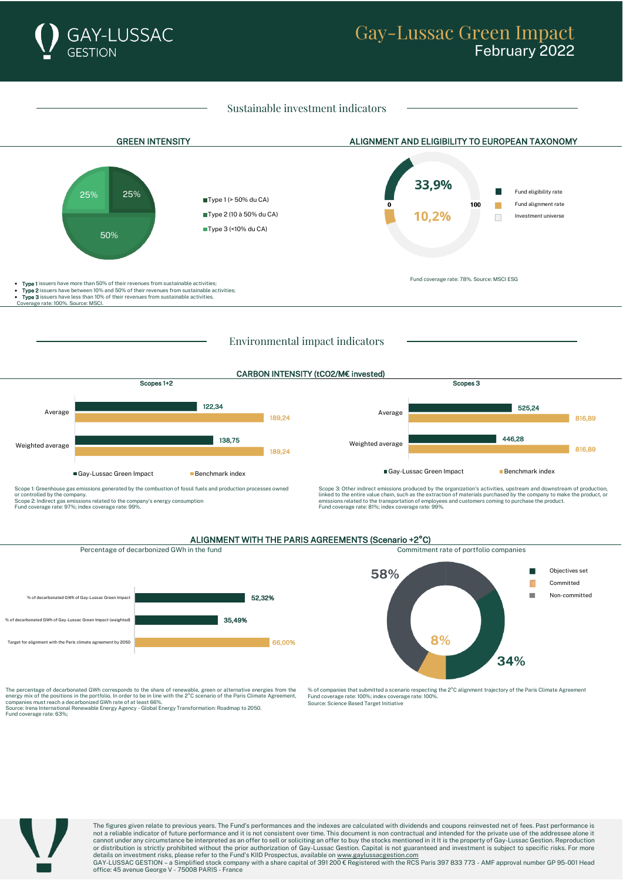# Gay-Lussac Green Impact
February 2022

## Sustainable investment indicators

### GREEN INTENSITY

25%
25%
50%

Type 1 (> 50% du CA)
Type 2 (10 à 50% du CA)
Type 3 (<10% du CA)

- **Type 1** issuers have more than 50% of their revenues from sustainable activities;
- **Type 2** issuers have between 10% and 50% of their revenues from sustainable activities;
- **Type 3** issuers have less than 10% of their revenues from sustainable activities.

Coverage rate: 100%. Source: MSCI.

### ALIGNMENT AND ELIGIBILITY TO EUROPEAN TAXONOMY

33,9%
10,2%
0
100

Fund eligibility rate
Fund alignment rate
Investment universe

Fund coverage rate: 78%. Source: MSCI ESG

## Environmental impact indicators

### CARBON INTENSITY (tCO2/M€ invested)

**Scopes 1+2**

Average
122,34
189,24

Weighted average
138,75
189,24

Gay-Lussac Green Impact
Benchmark index

Scope 1: Greenhouse gas emissions generated by the combustion of fossil fuels and production processes owned or controlled by the company.
Scope 2: Indirect gas emissions related to the company's energy consumption
Fund coverage rate: 97%; index coverage rate: 99%.

**Scopes 3**

Average
525,24
816,89

Weighted average
446,28
816,89

Gay-Lussac Green Impact
Benchmark index

Scope 3: Other indirect emissions produced by the organization's activities, upstream and downstream of production, linked to the entire value chain, such as the extraction of materials purchased by the company to make the product, or emissions related to the transportation of employees and customers coming to purchase the product.
Fund coverage rate: 81%; index coverage rate: 99%.

### ALIGNMENT WITH THE PARIS AGREEMENTS (Scenario +2°C)

**Percentage of decarbonized GWh in the fund**

% of decarbonated GWh of Gay-Lussac Green Impact
52,32%

% of decarbonated GWh of Gay-Lussac Green Impact (weighted)
35,49%

Target for alignment with the Paris climate agreement by 2050
66,00%

The percentage of decarbonated GWh corresponds to the share of renewable, green or alternative energies from the energy mix of the positions in the portfolio. In order to be in line with the 2°C scenario of the Paris Climate Agreement, companies must reach a decarbonized GWh rate of at least 66%.
Source: Irena International Renewable Energy Agency - Global Energy Transformation: Roadmap to 2050.
Fund coverage rate: 63%;

**Commitment rate of portfolio companies**

58%
8%
34%

Objectives set
Committed
Non-committed

% of companies that submitted a scenario respecting the 2°C alignment trajectory of the Paris Climate Agreement
Fund coverage rate: 100%; index coverage rate: 100%.
Source: Science Based Target Initiative

The figures given relate to previous years. The Fund's performances and the indexes are calculated with dividends and coupons reinvested net of fees. Past performance is not a reliable indicator of future performance and it is not consistent over time. This document is non contractual and intended for the private use of the addressee alone it cannot under any circumstance be interpreted as an offer to sell or soliciting an offer to buy the stocks mentioned in it It is the property of Gay-Lussac Gestion. Reproduction or distribution is strictly prohibited without the prior authorization of Gay-Lussac Gestion. Capital is not guaranteed and investment is subject to specific risks. For more details on investment risks, please refer to the Fund's KIID Prospectus, available on www.gaylussacgestion.com
GAY-LUSSAC GESTION – a Simplified stock company with a share capital of 391 200 € Registered with the RCS Paris 397 833 773 - AMF approval number GP 95-001 Head office: 45 avenue George V - 75008 PARIS - France